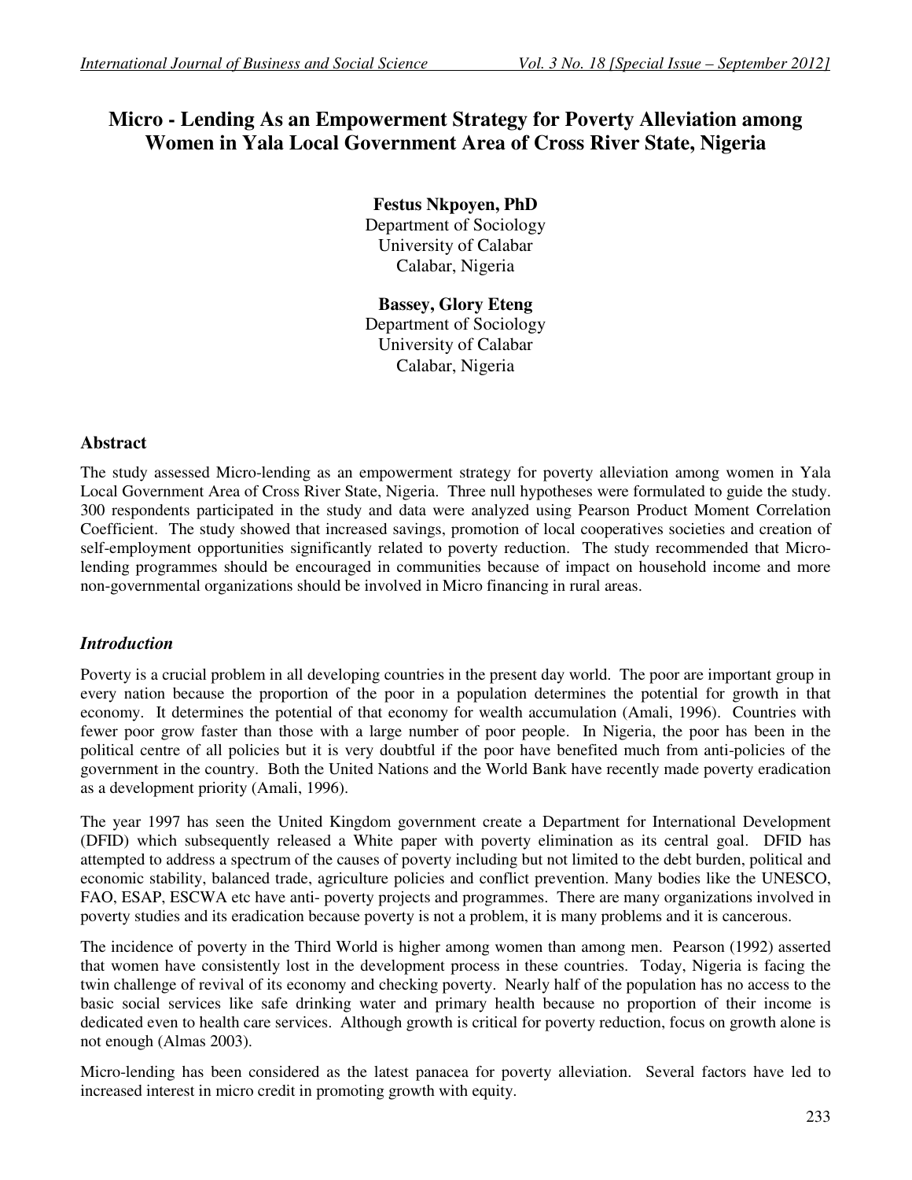# Micro - Lending As an Empowerment Strategy for Poverty Alleviation among Women in Yala Local Government Area of Cross River State, Nigeria

**Festus Nkpoyen, PhD**
Department of Sociology
University of Calabar
Calabar, Nigeria

**Bassey, Glory Eteng**
Department of Sociology
University of Calabar
Calabar, Nigeria

## Abstract

The study assessed Micro-lending as an empowerment strategy for poverty alleviation among women in Yala Local Government Area of Cross River State, Nigeria. Three null hypotheses were formulated to guide the study. 300 respondents participated in the study and data were analyzed using Pearson Product Moment Correlation Coefficient. The study showed that increased savings, promotion of local cooperatives societies and creation of self-employment opportunities significantly related to poverty reduction. The study recommended that Micro-lending programmes should be encouraged in communities because of impact on household income and more non-governmental organizations should be involved in Micro financing in rural areas.

## *Introduction*

Poverty is a crucial problem in all developing countries in the present day world. The poor are important group in every nation because the proportion of the poor in a population determines the potential for growth in that economy. It determines the potential of that economy for wealth accumulation (Amali, 1996). Countries with fewer poor grow faster than those with a large number of poor people. In Nigeria, the poor has been in the political centre of all policies but it is very doubtful if the poor have benefited much from anti-policies of the government in the country. Both the United Nations and the World Bank have recently made poverty eradication as a development priority (Amali, 1996).

The year 1997 has seen the United Kingdom government create a Department for International Development (DFID) which subsequently released a White paper with poverty elimination as its central goal. DFID has attempted to address a spectrum of the causes of poverty including but not limited to the debt burden, political and economic stability, balanced trade, agriculture policies and conflict prevention. Many bodies like the UNESCO, FAO, ESAP, ESCWA etc have anti- poverty projects and programmes. There are many organizations involved in poverty studies and its eradication because poverty is not a problem, it is many problems and it is cancerous.

The incidence of poverty in the Third World is higher among women than among men. Pearson (1992) asserted that women have consistently lost in the development process in these countries. Today, Nigeria is facing the twin challenge of revival of its economy and checking poverty. Nearly half of the population has no access to the basic social services like safe drinking water and primary health because no proportion of their income is dedicated even to health care services. Although growth is critical for poverty reduction, focus on growth alone is not enough (Almas 2003).

Micro-lending has been considered as the latest panacea for poverty alleviation. Several factors have led to increased interest in micro credit in promoting growth with equity.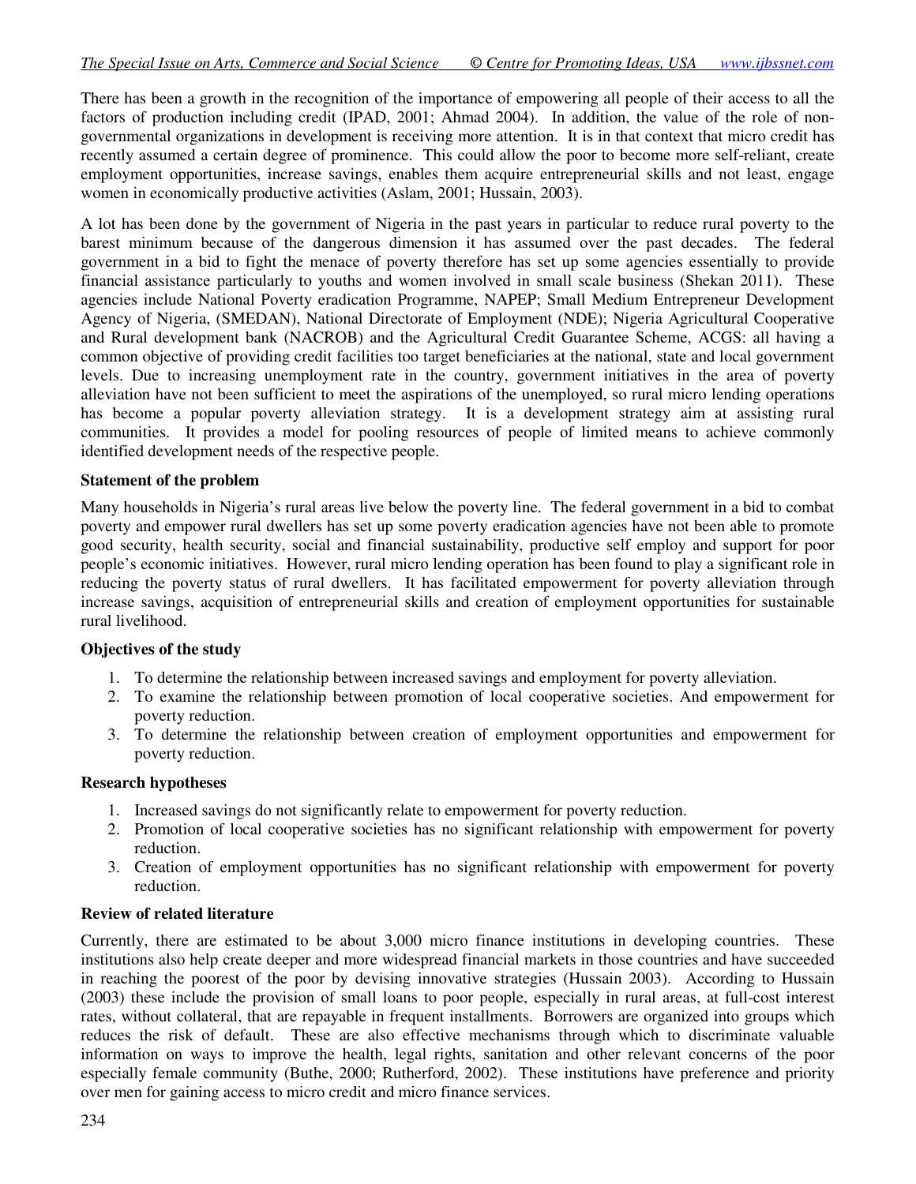There has been a growth in the recognition of the importance of empowering all people of their access to all the factors of production including credit (IPAD, 2001; Ahmad 2004). In addition, the value of the role of non-governmental organizations in development is receiving more attention. It is in that context that micro credit has recently assumed a certain degree of prominence. This could allow the poor to become more self-reliant, create employment opportunities, increase savings, enables them acquire entrepreneurial skills and not least, engage women in economically productive activities (Aslam, 2001; Hussain, 2003).

A lot has been done by the government of Nigeria in the past years in particular to reduce rural poverty to the barest minimum because of the dangerous dimension it has assumed over the past decades. The federal government in a bid to fight the menace of poverty therefore has set up some agencies essentially to provide financial assistance particularly to youths and women involved in small scale business (Shekan 2011). These agencies include National Poverty eradication Programme, NAPEP; Small Medium Entrepreneur Development Agency of Nigeria, (SMEDAN), National Directorate of Employment (NDE); Nigeria Agricultural Cooperative and Rural development bank (NACROB) and the Agricultural Credit Guarantee Scheme, ACGS: all having a common objective of providing credit facilities too target beneficiaries at the national, state and local government levels. Due to increasing unemployment rate in the country, government initiatives in the area of poverty alleviation have not been sufficient to meet the aspirations of the unemployed, so rural micro lending operations has become a popular poverty alleviation strategy. It is a development strategy aim at assisting rural communities. It provides a model for pooling resources of people of limited means to achieve commonly identified development needs of the respective people.

**Statement of the problem**

Many households in Nigeria's rural areas live below the poverty line. The federal government in a bid to combat poverty and empower rural dwellers has set up some poverty eradication agencies have not been able to promote good security, health security, social and financial sustainability, productive self employ and support for poor people's economic initiatives. However, rural micro lending operation has been found to play a significant role in reducing the poverty status of rural dwellers. It has facilitated empowerment for poverty alleviation through increase savings, acquisition of entrepreneurial skills and creation of employment opportunities for sustainable rural livelihood.

**Objectives of the study**

1. To determine the relationship between increased savings and employment for poverty alleviation.
2. To examine the relationship between promotion of local cooperative societies. And empowerment for poverty reduction.
3. To determine the relationship between creation of employment opportunities and empowerment for poverty reduction.

**Research hypotheses**

1. Increased savings do not significantly relate to empowerment for poverty reduction.
2. Promotion of local cooperative societies has no significant relationship with empowerment for poverty reduction.
3. Creation of employment opportunities has no significant relationship with empowerment for poverty reduction.

**Review of related literature**

Currently, there are estimated to be about 3,000 micro finance institutions in developing countries. These institutions also help create deeper and more widespread financial markets in those countries and have succeeded in reaching the poorest of the poor by devising innovative strategies (Hussain 2003). According to Hussain (2003) these include the provision of small loans to poor people, especially in rural areas, at full-cost interest rates, without collateral, that are repayable in frequent installments. Borrowers are organized into groups which reduces the risk of default. These are also effective mechanisms through which to discriminate valuable information on ways to improve the health, legal rights, sanitation and other relevant concerns of the poor especially female community (Buthe, 2000; Rutherford, 2002). These institutions have preference and priority over men for gaining access to micro credit and micro finance services.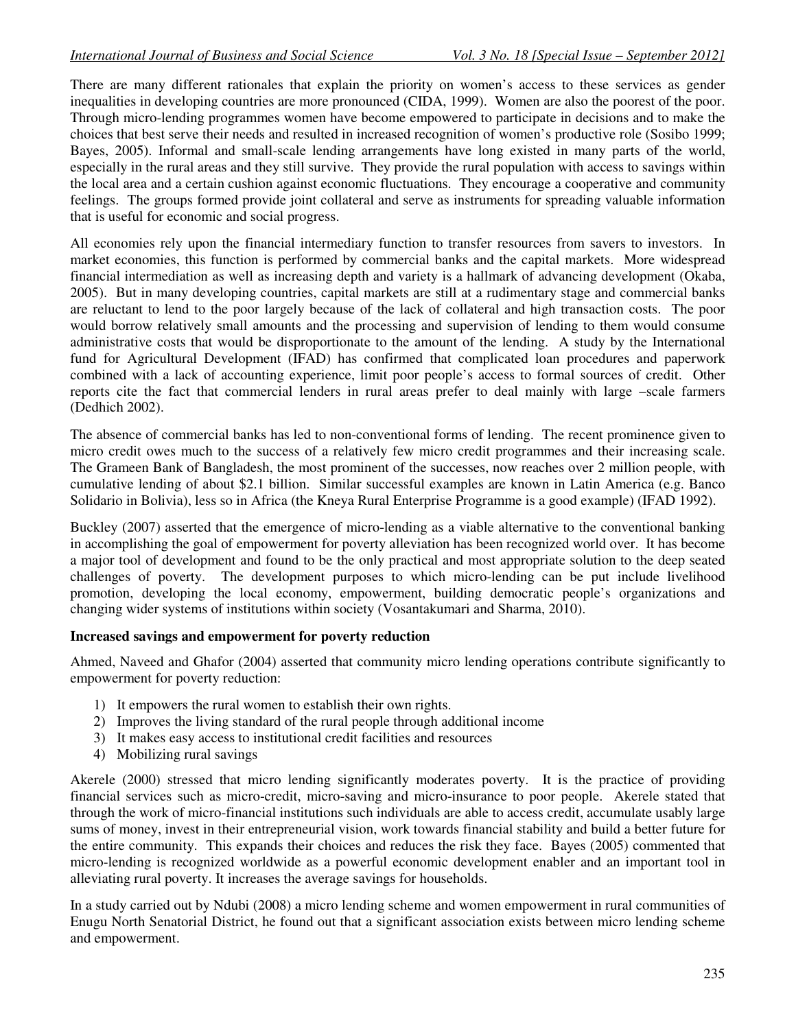There are many different rationales that explain the priority on women's access to these services as gender inequalities in developing countries are more pronounced (CIDA, 1999). Women are also the poorest of the poor. Through micro-lending programmes women have become empowered to participate in decisions and to make the choices that best serve their needs and resulted in increased recognition of women's productive role (Sosibo 1999; Bayes, 2005). Informal and small-scale lending arrangements have long existed in many parts of the world, especially in the rural areas and they still survive. They provide the rural population with access to savings within the local area and a certain cushion against economic fluctuations. They encourage a cooperative and community feelings. The groups formed provide joint collateral and serve as instruments for spreading valuable information that is useful for economic and social progress.

All economies rely upon the financial intermediary function to transfer resources from savers to investors. In market economies, this function is performed by commercial banks and the capital markets. More widespread financial intermediation as well as increasing depth and variety is a hallmark of advancing development (Okaba, 2005). But in many developing countries, capital markets are still at a rudimentary stage and commercial banks are reluctant to lend to the poor largely because of the lack of collateral and high transaction costs. The poor would borrow relatively small amounts and the processing and supervision of lending to them would consume administrative costs that would be disproportionate to the amount of the lending. A study by the International fund for Agricultural Development (IFAD) has confirmed that complicated loan procedures and paperwork combined with a lack of accounting experience, limit poor people's access to formal sources of credit. Other reports cite the fact that commercial lenders in rural areas prefer to deal mainly with large –scale farmers (Dedhich 2002).

The absence of commercial banks has led to non-conventional forms of lending. The recent prominence given to micro credit owes much to the success of a relatively few micro credit programmes and their increasing scale. The Grameen Bank of Bangladesh, the most prominent of the successes, now reaches over 2 million people, with cumulative lending of about $2.1 billion. Similar successful examples are known in Latin America (e.g. Banco Solidario in Bolivia), less so in Africa (the Kneya Rural Enterprise Programme is a good example) (IFAD 1992).

Buckley (2007) asserted that the emergence of micro-lending as a viable alternative to the conventional banking in accomplishing the goal of empowerment for poverty alleviation has been recognized world over. It has become a major tool of development and found to be the only practical and most appropriate solution to the deep seated challenges of poverty. The development purposes to which micro-lending can be put include livelihood promotion, developing the local economy, empowerment, building democratic people's organizations and changing wider systems of institutions within society (Vosantakumari and Sharma, 2010).

**Increased savings and empowerment for poverty reduction**

Ahmed, Naveed and Ghafor (2004) asserted that community micro lending operations contribute significantly to empowerment for poverty reduction:

1) It empowers the rural women to establish their own rights.
2) Improves the living standard of the rural people through additional income
3) It makes easy access to institutional credit facilities and resources
4) Mobilizing rural savings

Akerele (2000) stressed that micro lending significantly moderates poverty. It is the practice of providing financial services such as micro-credit, micro-saving and micro-insurance to poor people. Akerele stated that through the work of micro-financial institutions such individuals are able to access credit, accumulate usably large sums of money, invest in their entrepreneurial vision, work towards financial stability and build a better future for the entire community. This expands their choices and reduces the risk they face. Bayes (2005) commented that micro-lending is recognized worldwide as a powerful economic development enabler and an important tool in alleviating rural poverty. It increases the average savings for households.

In a study carried out by Ndubi (2008) a micro lending scheme and women empowerment in rural communities of Enugu North Senatorial District, he found out that a significant association exists between micro lending scheme and empowerment.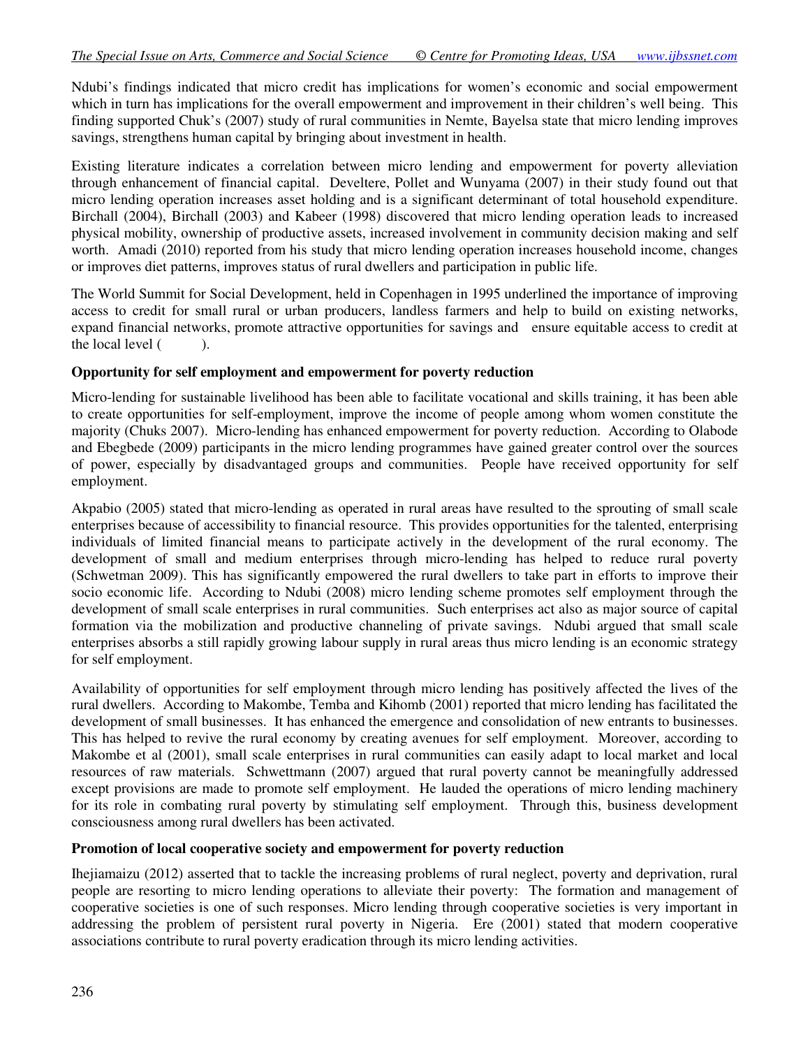Ndubi's findings indicated that micro credit has implications for women's economic and social empowerment which in turn has implications for the overall empowerment and improvement in their children's well being. This finding supported Chuk's (2007) study of rural communities in Nemte, Bayelsa state that micro lending improves savings, strengthens human capital by bringing about investment in health.

Existing literature indicates a correlation between micro lending and empowerment for poverty alleviation through enhancement of financial capital. Develtere, Pollet and Wunyama (2007) in their study found out that micro lending operation increases asset holding and is a significant determinant of total household expenditure. Birchall (2004), Birchall (2003) and Kabeer (1998) discovered that micro lending operation leads to increased physical mobility, ownership of productive assets, increased involvement in community decision making and self worth. Amadi (2010) reported from his study that micro lending operation increases household income, changes or improves diet patterns, improves status of rural dwellers and participation in public life.

The World Summit for Social Development, held in Copenhagen in 1995 underlined the importance of improving access to credit for small rural or urban producers, landless farmers and help to build on existing networks, expand financial networks, promote attractive opportunities for savings and ensure equitable access to credit at the local level ( ).

**Opportunity for self employment and empowerment for poverty reduction**

Micro-lending for sustainable livelihood has been able to facilitate vocational and skills training, it has been able to create opportunities for self-employment, improve the income of people among whom women constitute the majority (Chuks 2007). Micro-lending has enhanced empowerment for poverty reduction. According to Olabode and Ebegbede (2009) participants in the micro lending programmes have gained greater control over the sources of power, especially by disadvantaged groups and communities. People have received opportunity for self employment.

Akpabio (2005) stated that micro-lending as operated in rural areas have resulted to the sprouting of small scale enterprises because of accessibility to financial resource. This provides opportunities for the talented, enterprising individuals of limited financial means to participate actively in the development of the rural economy. The development of small and medium enterprises through micro-lending has helped to reduce rural poverty (Schwetman 2009). This has significantly empowered the rural dwellers to take part in efforts to improve their socio economic life. According to Ndubi (2008) micro lending scheme promotes self employment through the development of small scale enterprises in rural communities. Such enterprises act also as major source of capital formation via the mobilization and productive channeling of private savings. Ndubi argued that small scale enterprises absorbs a still rapidly growing labour supply in rural areas thus micro lending is an economic strategy for self employment.

Availability of opportunities for self employment through micro lending has positively affected the lives of the rural dwellers. According to Makombe, Temba and Kihomb (2001) reported that micro lending has facilitated the development of small businesses. It has enhanced the emergence and consolidation of new entrants to businesses. This has helped to revive the rural economy by creating avenues for self employment. Moreover, according to Makombe et al (2001), small scale enterprises in rural communities can easily adapt to local market and local resources of raw materials. Schwettmann (2007) argued that rural poverty cannot be meaningfully addressed except provisions are made to promote self employment. He lauded the operations of micro lending machinery for its role in combating rural poverty by stimulating self employment. Through this, business development consciousness among rural dwellers has been activated.

**Promotion of local cooperative society and empowerment for poverty reduction**

Ihejiamaizu (2012) asserted that to tackle the increasing problems of rural neglect, poverty and deprivation, rural people are resorting to micro lending operations to alleviate their poverty: The formation and management of cooperative societies is one of such responses. Micro lending through cooperative societies is very important in addressing the problem of persistent rural poverty in Nigeria. Ere (2001) stated that modern cooperative associations contribute to rural poverty eradication through its micro lending activities.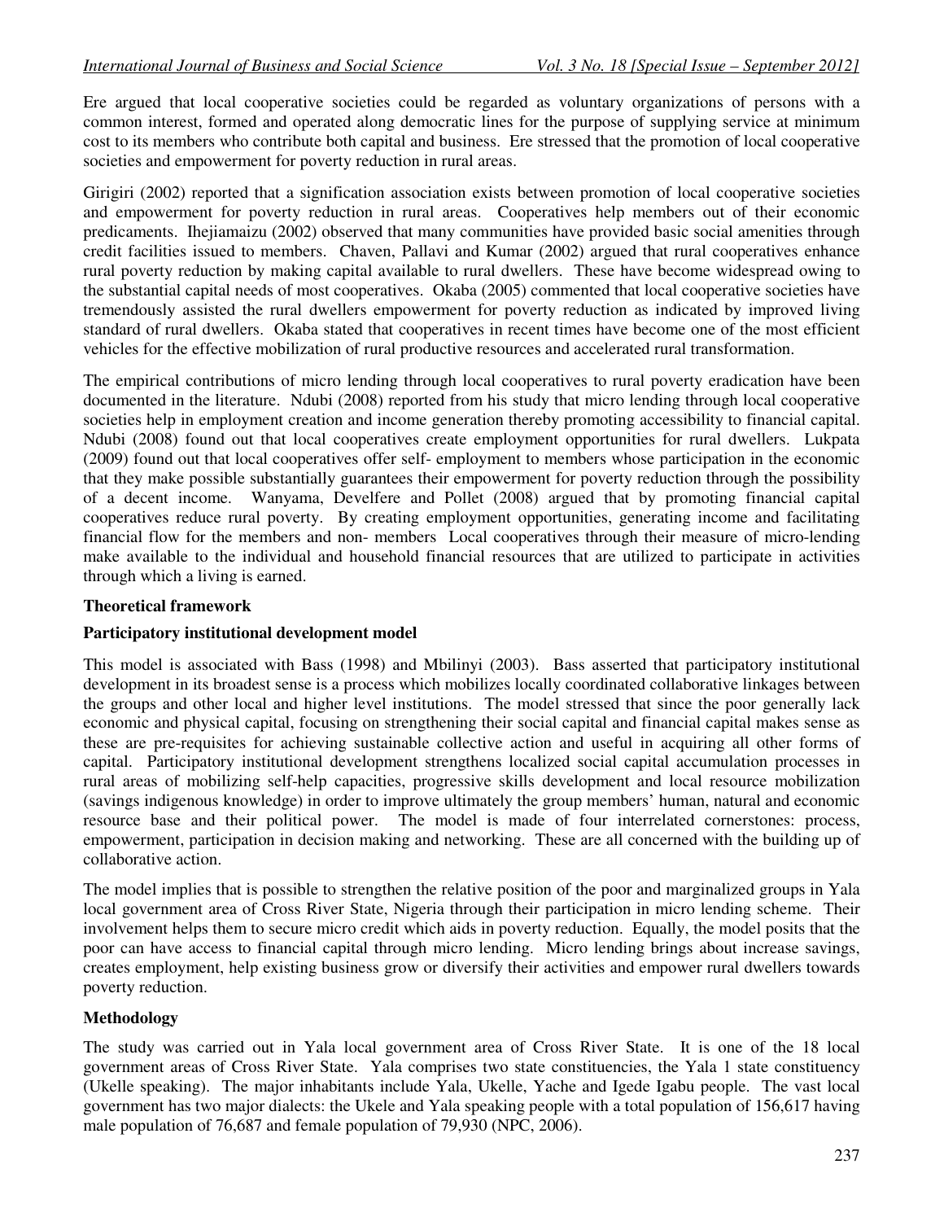Ere argued that local cooperative societies could be regarded as voluntary organizations of persons with a common interest, formed and operated along democratic lines for the purpose of supplying service at minimum cost to its members who contribute both capital and business. Ere stressed that the promotion of local cooperative societies and empowerment for poverty reduction in rural areas.

Girigiri (2002) reported that a signification association exists between promotion of local cooperative societies and empowerment for poverty reduction in rural areas. Cooperatives help members out of their economic predicaments. Ihejiamaizu (2002) observed that many communities have provided basic social amenities through credit facilities issued to members. Chaven, Pallavi and Kumar (2002) argued that rural cooperatives enhance rural poverty reduction by making capital available to rural dwellers. These have become widespread owing to the substantial capital needs of most cooperatives. Okaba (2005) commented that local cooperative societies have tremendously assisted the rural dwellers empowerment for poverty reduction as indicated by improved living standard of rural dwellers. Okaba stated that cooperatives in recent times have become one of the most efficient vehicles for the effective mobilization of rural productive resources and accelerated rural transformation.

The empirical contributions of micro lending through local cooperatives to rural poverty eradication have been documented in the literature. Ndubi (2008) reported from his study that micro lending through local cooperative societies help in employment creation and income generation thereby promoting accessibility to financial capital. Ndubi (2008) found out that local cooperatives create employment opportunities for rural dwellers. Lukpata (2009) found out that local cooperatives offer self- employment to members whose participation in the economic that they make possible substantially guarantees their empowerment for poverty reduction through the possibility of a decent income. Wanyama, Develfere and Pollet (2008) argued that by promoting financial capital cooperatives reduce rural poverty. By creating employment opportunities, generating income and facilitating financial flow for the members and non- members Local cooperatives through their measure of micro-lending make available to the individual and household financial resources that are utilized to participate in activities through which a living is earned.

**Theoretical framework**

**Participatory institutional development model**

This model is associated with Bass (1998) and Mbilinyi (2003). Bass asserted that participatory institutional development in its broadest sense is a process which mobilizes locally coordinated collaborative linkages between the groups and other local and higher level institutions. The model stressed that since the poor generally lack economic and physical capital, focusing on strengthening their social capital and financial capital makes sense as these are pre-requisites for achieving sustainable collective action and useful in acquiring all other forms of capital. Participatory institutional development strengthens localized social capital accumulation processes in rural areas of mobilizing self-help capacities, progressive skills development and local resource mobilization (savings indigenous knowledge) in order to improve ultimately the group members' human, natural and economic resource base and their political power. The model is made of four interrelated cornerstones: process, empowerment, participation in decision making and networking. These are all concerned with the building up of collaborative action.

The model implies that is possible to strengthen the relative position of the poor and marginalized groups in Yala local government area of Cross River State, Nigeria through their participation in micro lending scheme. Their involvement helps them to secure micro credit which aids in poverty reduction. Equally, the model posits that the poor can have access to financial capital through micro lending. Micro lending brings about increase savings, creates employment, help existing business grow or diversify their activities and empower rural dwellers towards poverty reduction.

**Methodology**

The study was carried out in Yala local government area of Cross River State. It is one of the 18 local government areas of Cross River State. Yala comprises two state constituencies, the Yala 1 state constituency (Ukelle speaking). The major inhabitants include Yala, Ukelle, Yache and Igede Igabu people. The vast local government has two major dialects: the Ukele and Yala speaking people with a total population of 156,617 having male population of 76,687 and female population of 79,930 (NPC, 2006).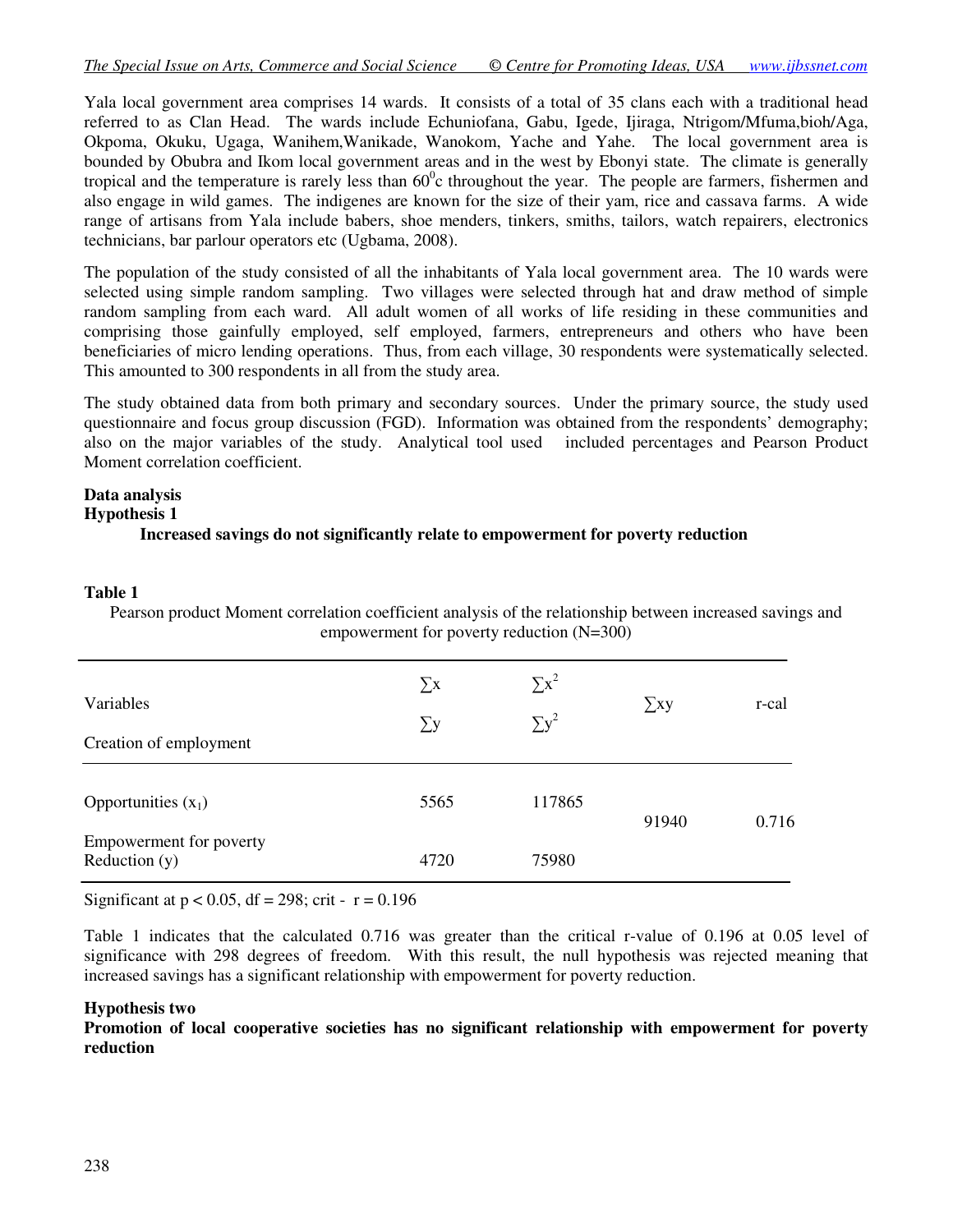Yala local government area comprises 14 wards. It consists of a total of 35 clans each with a traditional head referred to as Clan Head. The wards include Echuniofana, Gabu, Igede, Ijiraga, Ntrigom/Mfuma,bioh/Aga, Okpoma, Okuku, Ugaga, Wanihem,Wanikade, Wanokom, Yache and Yahe. The local government area is bounded by Obubra and Ikom local government areas and in the west by Ebonyi state. The climate is generally tropical and the temperature is rarely less than $60^0$c throughout the year. The people are farmers, fishermen and also engage in wild games. The indigenes are known for the size of their yam, rice and cassava farms. A wide range of artisans from Yala include babers, shoe menders, tinkers, smiths, tailors, watch repairers, electronics technicians, bar parlour operators etc (Ugbama, 2008).

The population of the study consisted of all the inhabitants of Yala local government area. The 10 wards were selected using simple random sampling. Two villages were selected through hat and draw method of simple random sampling from each ward. All adult women of all works of life residing in these communities and comprising those gainfully employed, self employed, farmers, entrepreneurs and others who have been beneficiaries of micro lending operations. Thus, from each village, 30 respondents were systematically selected. This amounted to 300 respondents in all from the study area.

The study obtained data from both primary and secondary sources. Under the primary source, the study used questionnaire and focus group discussion (FGD). Information was obtained from the respondents' demography; also on the major variables of the study. Analytical tool used included percentages and Pearson Product Moment correlation coefficient.

**Data analysis**

**Hypothesis 1**

**Increased savings do not significantly relate to empowerment for poverty reduction**

**Table 1**

Pearson product Moment correlation coefficient analysis of the relationship between increased savings and empowerment for poverty reduction (N=300)

| Variables<br>Creation of employment | $\sum x$<br>$\sum y$ | $\sum x^2$<br>$\sum y^2$ | $\sum xy$ | r-cal |
|---|---|---|---|---|
| Opportunities ($x_1$) | 5565 | 117865 | 91940 | 0.716 |
| Empowerment for poverty Reduction (y) | 4720 | 75980 | | |

Significant at $p < 0.05$, df = 298; crit - r = 0.196

Table 1 indicates that the calculated 0.716 was greater than the critical r-value of 0.196 at 0.05 level of significance with 298 degrees of freedom. With this result, the null hypothesis was rejected meaning that increased savings has a significant relationship with empowerment for poverty reduction.

**Hypothesis two**

**Promotion of local cooperative societies has no significant relationship with empowerment for poverty reduction**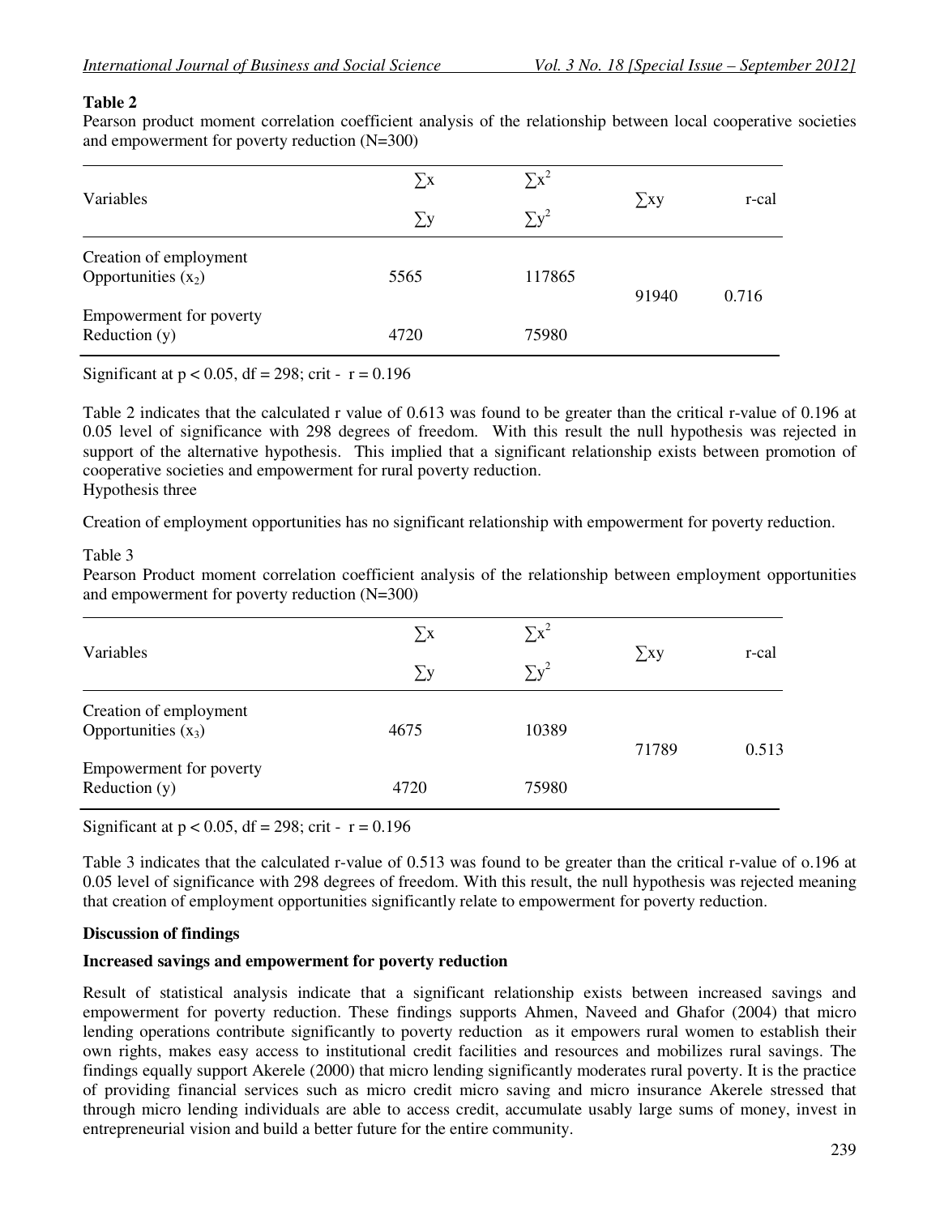**Table 2**

Pearson product moment correlation coefficient analysis of the relationship between local cooperative societies and empowerment for poverty reduction (N=300)

| Variables | $\sum x$ / $\sum y$ | $\sum x^2$ / $\sum y^2$ | $\sum xy$ | r-cal |
|---|---|---|---|---|
| Creation of employment Opportunities ($x_2$) | 5565 | 117865 | 91940 | 0.716 |
| Empowerment for poverty Reduction (y) | 4720 | 75980 | | |

Significant at $p < 0.05$, df = 298; crit - r = 0.196

Table 2 indicates that the calculated r value of 0.613 was found to be greater than the critical r-value of 0.196 at 0.05 level of significance with 298 degrees of freedom. With this result the null hypothesis was rejected in support of the alternative hypothesis. This implied that a significant relationship exists between promotion of cooperative societies and empowerment for rural poverty reduction.

Hypothesis three

Creation of employment opportunities has no significant relationship with empowerment for poverty reduction.

Table 3

Pearson Product moment correlation coefficient analysis of the relationship between employment opportunities and empowerment for poverty reduction (N=300)

| Variables | $\sum x$ / $\sum y$ | $\sum x^2$ / $\sum y^2$ | $\sum xy$ | r-cal |
|---|---|---|---|---|
| Creation of employment Opportunities ($x_3$) | 4675 | 10389 | 71789 | 0.513 |
| Empowerment for poverty Reduction (y) | 4720 | 75980 | | |

Significant at $p < 0.05$, df = 298; crit - r = 0.196

Table 3 indicates that the calculated r-value of 0.513 was found to be greater than the critical r-value of o.196 at 0.05 level of significance with 298 degrees of freedom. With this result, the null hypothesis was rejected meaning that creation of employment opportunities significantly relate to empowerment for poverty reduction.

**Discussion of findings**

**Increased savings and empowerment for poverty reduction**

Result of statistical analysis indicate that a significant relationship exists between increased savings and empowerment for poverty reduction. These findings supports Ahmen, Naveed and Ghafor (2004) that micro lending operations contribute significantly to poverty reduction as it empowers rural women to establish their own rights, makes easy access to institutional credit facilities and resources and mobilizes rural savings. The findings equally support Akerele (2000) that micro lending significantly moderates rural poverty. It is the practice of providing financial services such as micro credit micro saving and micro insurance Akerele stressed that through micro lending individuals are able to access credit, accumulate usably large sums of money, invest in entrepreneurial vision and build a better future for the entire community.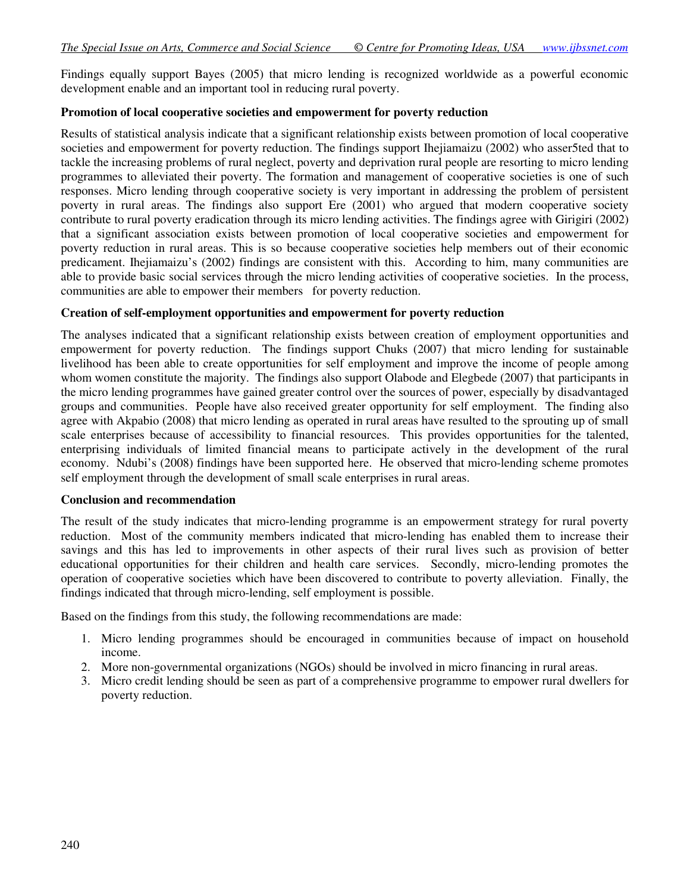Findings equally support Bayes (2005) that micro lending is recognized worldwide as a powerful economic development enable and an important tool in reducing rural poverty.

**Promotion of local cooperative societies and empowerment for poverty reduction**

Results of statistical analysis indicate that a significant relationship exists between promotion of local cooperative societies and empowerment for poverty reduction. The findings support Ihejiamaizu (2002) who asser5ted that to tackle the increasing problems of rural neglect, poverty and deprivation rural people are resorting to micro lending programmes to alleviated their poverty. The formation and management of cooperative societies is one of such responses. Micro lending through cooperative society is very important in addressing the problem of persistent poverty in rural areas. The findings also support Ere (2001) who argued that modern cooperative society contribute to rural poverty eradication through its micro lending activities. The findings agree with Girigiri (2002) that a significant association exists between promotion of local cooperative societies and empowerment for poverty reduction in rural areas. This is so because cooperative societies help members out of their economic predicament. Ihejiamaizu's (2002) findings are consistent with this. According to him, many communities are able to provide basic social services through the micro lending activities of cooperative societies. In the process, communities are able to empower their members for poverty reduction.

**Creation of self-employment opportunities and empowerment for poverty reduction**

The analyses indicated that a significant relationship exists between creation of employment opportunities and empowerment for poverty reduction. The findings support Chuks (2007) that micro lending for sustainable livelihood has been able to create opportunities for self employment and improve the income of people among whom women constitute the majority. The findings also support Olabode and Elegbede (2007) that participants in the micro lending programmes have gained greater control over the sources of power, especially by disadvantaged groups and communities. People have also received greater opportunity for self employment. The finding also agree with Akpabio (2008) that micro lending as operated in rural areas have resulted to the sprouting up of small scale enterprises because of accessibility to financial resources. This provides opportunities for the talented, enterprising individuals of limited financial means to participate actively in the development of the rural economy. Ndubi's (2008) findings have been supported here. He observed that micro-lending scheme promotes self employment through the development of small scale enterprises in rural areas.

**Conclusion and recommendation**

The result of the study indicates that micro-lending programme is an empowerment strategy for rural poverty reduction. Most of the community members indicated that micro-lending has enabled them to increase their savings and this has led to improvements in other aspects of their rural lives such as provision of better educational opportunities for their children and health care services. Secondly, micro-lending promotes the operation of cooperative societies which have been discovered to contribute to poverty alleviation. Finally, the findings indicated that through micro-lending, self employment is possible.

Based on the findings from this study, the following recommendations are made:

1. Micro lending programmes should be encouraged in communities because of impact on household income.
2. More non-governmental organizations (NGOs) should be involved in micro financing in rural areas.
3. Micro credit lending should be seen as part of a comprehensive programme to empower rural dwellers for poverty reduction.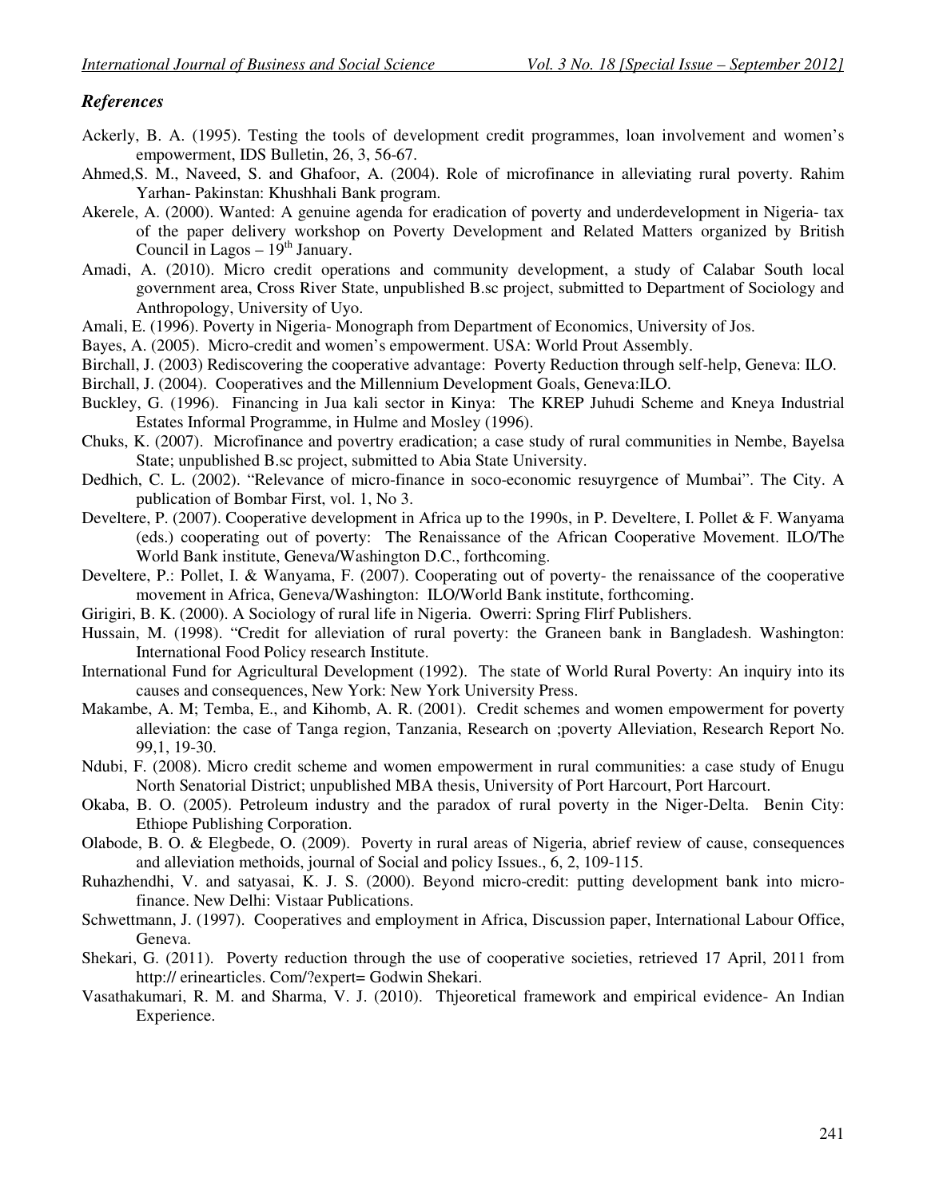## *References*

Ackerly, B. A. (1995). Testing the tools of development credit programmes, loan involvement and women's empowerment, IDS Bulletin, 26, 3, 56-67.

Ahmed,S. M., Naveed, S. and Ghafoor, A. (2004). Role of microfinance in alleviating rural poverty. Rahim Yarhan- Pakinstan: Khushhali Bank program.

Akerele, A. (2000). Wanted: A genuine agenda for eradication of poverty and underdevelopment in Nigeria- tax of the paper delivery workshop on Poverty Development and Related Matters organized by British Council in Lagos – 19th January.

Amadi, A. (2010). Micro credit operations and community development, a study of Calabar South local government area, Cross River State, unpublished B.sc project, submitted to Department of Sociology and Anthropology, University of Uyo.

Amali, E. (1996). Poverty in Nigeria- Monograph from Department of Economics, University of Jos.

Bayes, A. (2005). Micro-credit and women's empowerment. USA: World Prout Assembly.

Birchall, J. (2003) Rediscovering the cooperative advantage: Poverty Reduction through self-help, Geneva: ILO.

Birchall, J. (2004). Cooperatives and the Millennium Development Goals, Geneva:ILO.

Buckley, G. (1996). Financing in Jua kali sector in Kinya: The KREP Juhudi Scheme and Kneya Industrial Estates Informal Programme, in Hulme and Mosley (1996).

Chuks, K. (2007). Microfinance and povertry eradication; a case study of rural communities in Nembe, Bayelsa State; unpublished B.sc project, submitted to Abia State University.

Dedhich, C. L. (2002). "Relevance of micro-finance in soco-economic resuyrgence of Mumbai". The City. A publication of Bombar First, vol. 1, No 3.

Develtere, P. (2007). Cooperative development in Africa up to the 1990s, in P. Develtere, I. Pollet & F. Wanyama (eds.) cooperating out of poverty: The Renaissance of the African Cooperative Movement. ILO/The World Bank institute, Geneva/Washington D.C., forthcoming.

Develtere, P.: Pollet, I. & Wanyama, F. (2007). Cooperating out of poverty- the renaissance of the cooperative movement in Africa, Geneva/Washington: ILO/World Bank institute, forthcoming.

Girigiri, B. K. (2000). A Sociology of rural life in Nigeria. Owerri: Spring Flirf Publishers.

Hussain, M. (1998). "Credit for alleviation of rural poverty: the Graneen bank in Bangladesh. Washington: International Food Policy research Institute.

International Fund for Agricultural Development (1992). The state of World Rural Poverty: An inquiry into its causes and consequences, New York: New York University Press.

Makambe, A. M; Temba, E., and Kihomb, A. R. (2001). Credit schemes and women empowerment for poverty alleviation: the case of Tanga region, Tanzania, Research on ;poverty Alleviation, Research Report No. 99,1, 19-30.

Ndubi, F. (2008). Micro credit scheme and women empowerment in rural communities: a case study of Enugu North Senatorial District; unpublished MBA thesis, University of Port Harcourt, Port Harcourt.

Okaba, B. O. (2005). Petroleum industry and the paradox of rural poverty in the Niger-Delta. Benin City: Ethiope Publishing Corporation.

Olabode, B. O. & Elegbede, O. (2009). Poverty in rural areas of Nigeria, abrief review of cause, consequences and alleviation methoids, journal of Social and policy Issues., 6, 2, 109-115.

Ruhazhendhi, V. and satyasai, K. J. S. (2000). Beyond micro-credit: putting development bank into micro-finance. New Delhi: Vistaar Publications.

Schwettmann, J. (1997). Cooperatives and employment in Africa, Discussion paper, International Labour Office, Geneva.

Shekari, G. (2011). Poverty reduction through the use of cooperative societies, retrieved 17 April, 2011 from http:// erinearticles. Com/?expert= Godwin Shekari.

Vasathakumari, R. M. and Sharma, V. J. (2010). Thjeoretical framework and empirical evidence- An Indian Experience.